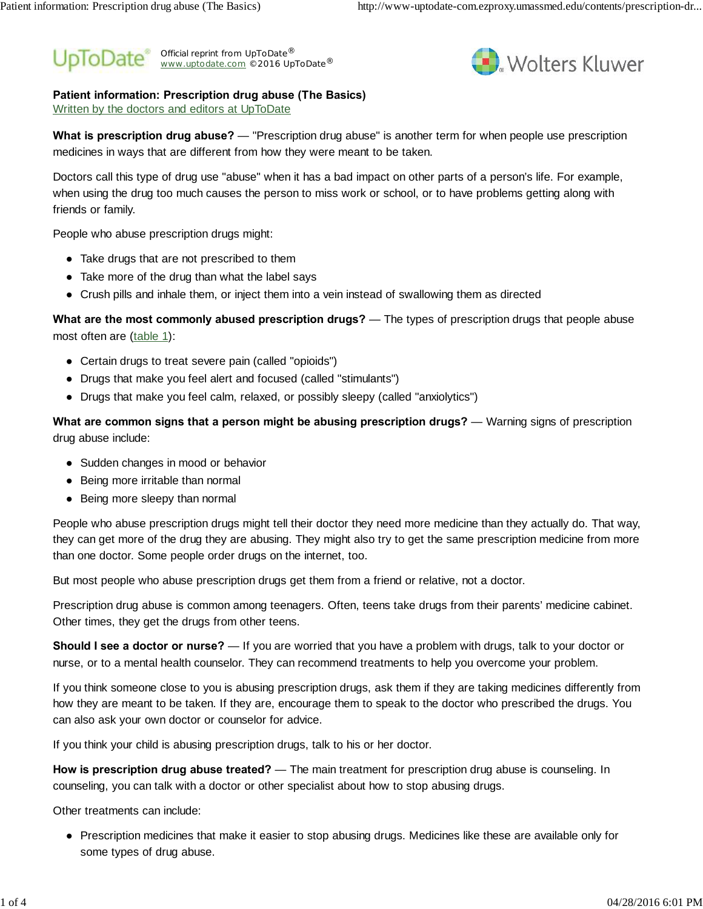Official reprint from UpToDate®
www.uptodate.com ©2016 UpToDate®

**Patient information: Prescription drug abuse (The Basics)**
Written by the doctors and editors at UpToDate

**What is prescription drug abuse?** — "Prescription drug abuse" is another term for when people use prescription medicines in ways that are different from how they were meant to be taken.

Doctors call this type of drug use "abuse" when it has a bad impact on other parts of a person's life. For example, when using the drug too much causes the person to miss work or school, or to have problems getting along with friends or family.

People who abuse prescription drugs might:

- Take drugs that are not prescribed to them
- Take more of the drug than what the label says
- Crush pills and inhale them, or inject them into a vein instead of swallowing them as directed

**What are the most commonly abused prescription drugs?** — The types of prescription drugs that people abuse most often are (table 1):

- Certain drugs to treat severe pain (called "opioids")
- Drugs that make you feel alert and focused (called "stimulants")
- Drugs that make you feel calm, relaxed, or possibly sleepy (called "anxiolytics")

**What are common signs that a person might be abusing prescription drugs?** — Warning signs of prescription drug abuse include:

- Sudden changes in mood or behavior
- Being more irritable than normal
- Being more sleepy than normal

People who abuse prescription drugs might tell their doctor they need more medicine than they actually do. That way, they can get more of the drug they are abusing. They might also try to get the same prescription medicine from more than one doctor. Some people order drugs on the internet, too.

But most people who abuse prescription drugs get them from a friend or relative, not a doctor.

Prescription drug abuse is common among teenagers. Often, teens take drugs from their parents' medicine cabinet. Other times, they get the drugs from other teens.

**Should I see a doctor or nurse?** — If you are worried that you have a problem with drugs, talk to your doctor or nurse, or to a mental health counselor. They can recommend treatments to help you overcome your problem.

If you think someone close to you is abusing prescription drugs, ask them if they are taking medicines differently from how they are meant to be taken. If they are, encourage them to speak to the doctor who prescribed the drugs. You can also ask your own doctor or counselor for advice.

If you think your child is abusing prescription drugs, talk to his or her doctor.

**How is prescription drug abuse treated?** — The main treatment for prescription drug abuse is counseling. In counseling, you can talk with a doctor or other specialist about how to stop abusing drugs.

Other treatments can include:

- Prescription medicines that make it easier to stop abusing drugs. Medicines like these are available only for some types of drug abuse.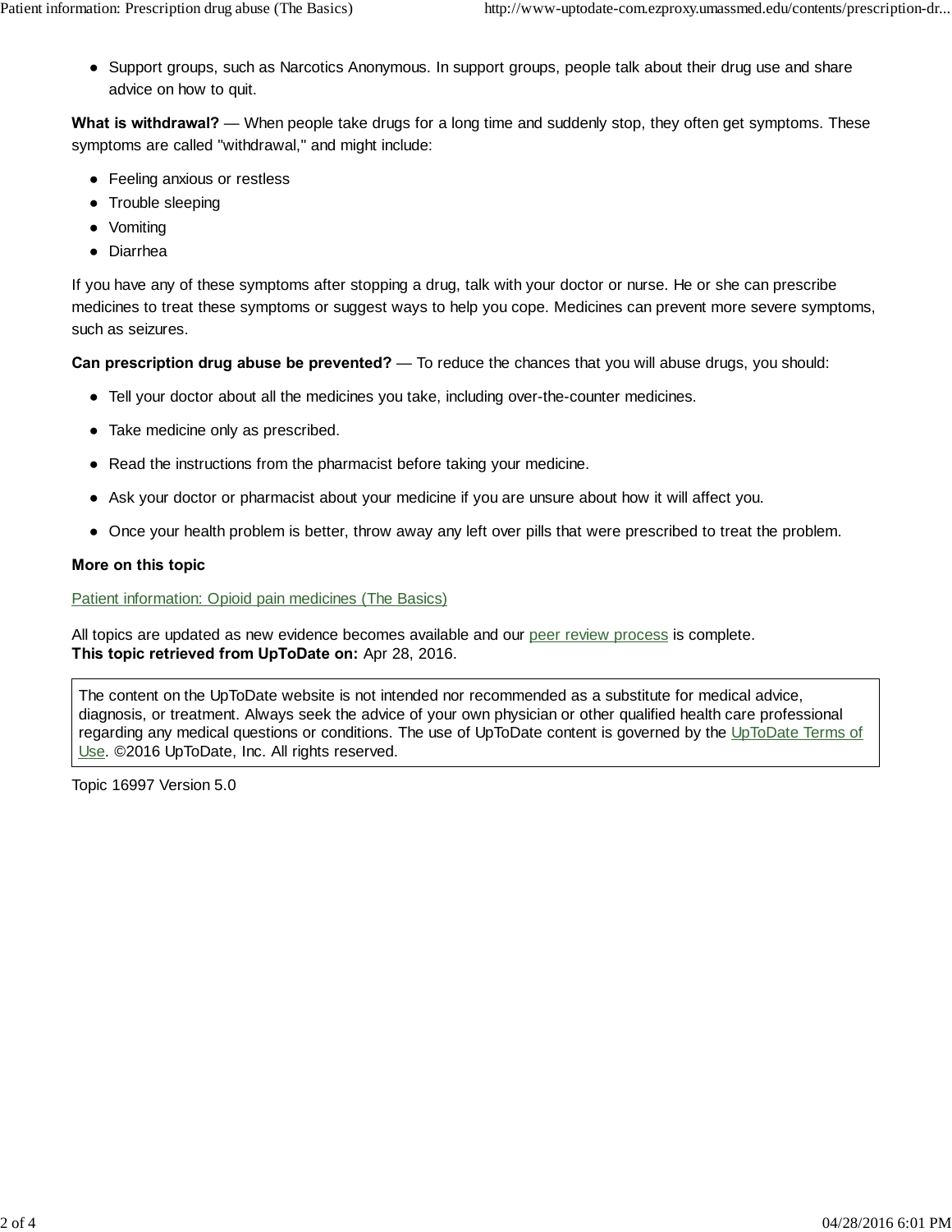- Support groups, such as Narcotics Anonymous. In support groups, people talk about their drug use and share advice on how to quit.

**What is withdrawal?** — When people take drugs for a long time and suddenly stop, they often get symptoms. These symptoms are called "withdrawal," and might include:

- Feeling anxious or restless
- Trouble sleeping
- Vomiting
- Diarrhea

If you have any of these symptoms after stopping a drug, talk with your doctor or nurse. He or she can prescribe medicines to treat these symptoms or suggest ways to help you cope. Medicines can prevent more severe symptoms, such as seizures.

**Can prescription drug abuse be prevented?** — To reduce the chances that you will abuse drugs, you should:

- Tell your doctor about all the medicines you take, including over-the-counter medicines.
- Take medicine only as prescribed.
- Read the instructions from the pharmacist before taking your medicine.
- Ask your doctor or pharmacist about your medicine if you are unsure about how it will affect you.
- Once your health problem is better, throw away any left over pills that were prescribed to treat the problem.

**More on this topic**

Patient information: Opioid pain medicines (The Basics)

All topics are updated as new evidence becomes available and our peer review process is complete.
**This topic retrieved from UpToDate on:** Apr 28, 2016.

The content on the UpToDate website is not intended nor recommended as a substitute for medical advice, diagnosis, or treatment. Always seek the advice of your own physician or other qualified health care professional regarding any medical questions or conditions. The use of UpToDate content is governed by the UpToDate Terms of Use. ©2016 UpToDate, Inc. All rights reserved.

Topic 16997 Version 5.0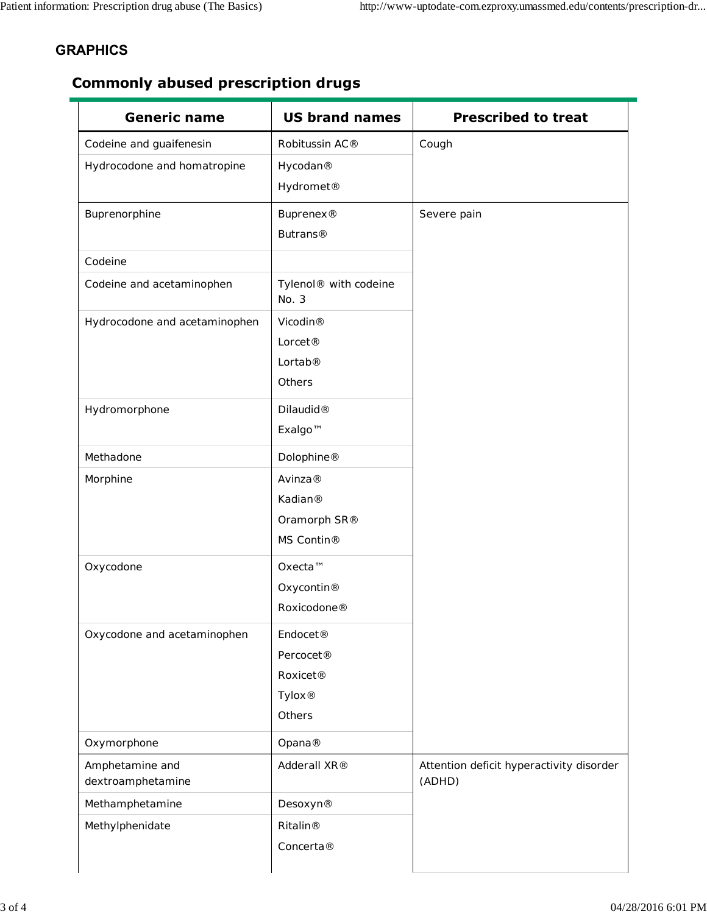## GRAPHICS

### Commonly abused prescription drugs

| Generic name | US brand names | Prescribed to treat |
|---|---|---|
| Codeine and guaifenesin | Robitussin AC® | Cough |
| Hydrocodone and homatropine | Hycodan®<br>Hydromet® | |
| Buprenorphine | Buprenex®<br>Butrans® | Severe pain |
| Codeine | | |
| Codeine and acetaminophen | Tylenol® with codeine No. 3 | |
| Hydrocodone and acetaminophen | Vicodin®<br>Lorcet®<br>Lortab®<br>Others | |
| Hydromorphone | Dilaudid®<br>Exalgo™ | |
| Methadone | Dolophine® | |
| Morphine | Avinza®<br>Kadian®<br>Oramorph SR®<br>MS Contin® | |
| Oxycodone | Oxecta™<br>Oxycontin®<br>Roxicodone® | |
| Oxycodone and acetaminophen | Endocet®<br>Percocet®<br>Roxicet®<br>Tylox®<br>Others | |
| Oxymorphone | Opana® | |
| Amphetamine and dextroamphetamine | Adderall XR® | Attention deficit hyperactivity disorder (ADHD) |
| Methamphetamine | Desoxyn® | |
| Methylphenidate | Ritalin®<br>Concerta® | |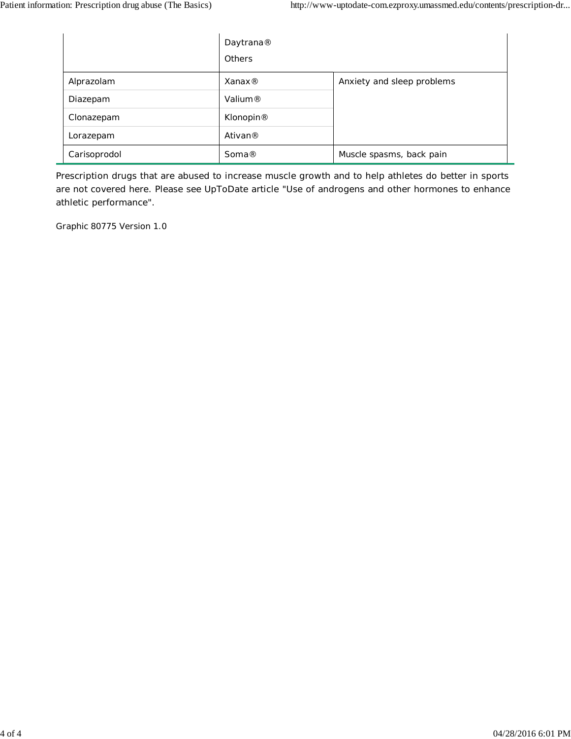| | | |
|---|---|---|
| | Daytrana® Others | |
| Alprazolam | Xanax® | Anxiety and sleep problems |
| Diazepam | Valium® | |
| Clonazepam | Klonopin® | |
| Lorazepam | Ativan® | |
| Carisoprodol | Soma® | Muscle spasms, back pain |

Prescription drugs that are abused to increase muscle growth and to help athletes do better in sports are not covered here. Please see UpToDate article "Use of androgens and other hormones to enhance athletic performance".

Graphic 80775 Version 1.0